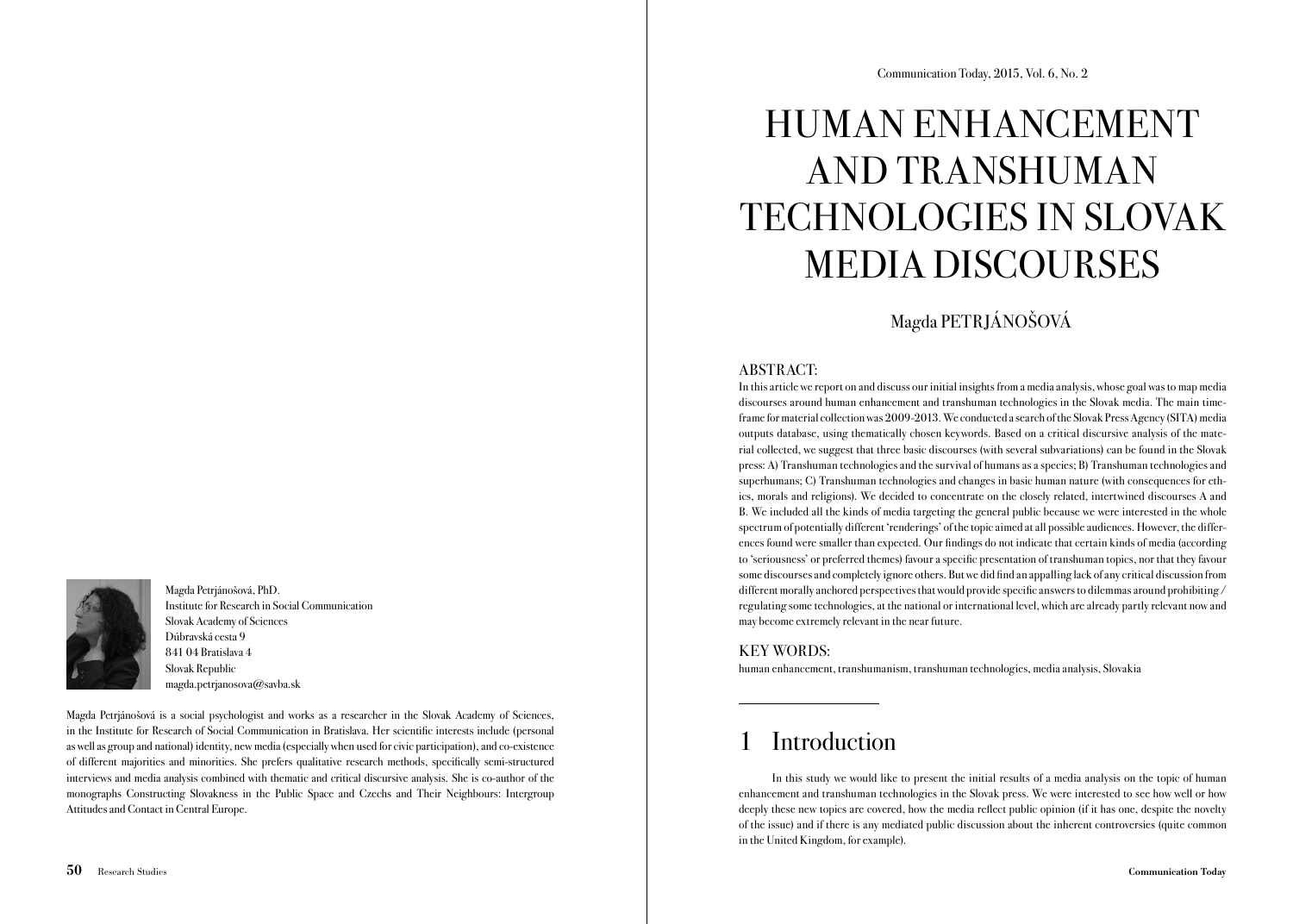# HUMAN ENHANCEMENT AND TRANSHUMAN TECHNOLOGIES IN SLOVAK MEDIA DISCOURSES

Magda PETRJÁNOŠOVÁ

Magda Petrjánošová, PhD.
Institute for Research in Social Communication
Slovak Academy of Sciences
Dúbravská cesta 9
841 04 Bratislava 4
Slovak Republic
magda.petrjanosova@savba.sk

Magda Petrjánošová is a social psychologist and works as a researcher in the Slovak Academy of Sciences, in the Institute for Research of Social Communication in Bratislava. Her scientific interests include (personal as well as group and national) identity, new media (especially when used for civic participation), and co-existence of different majorities and minorities. She prefers qualitative research methods, specifically semi-structured interviews and media analysis combined with thematic and critical discursive analysis. She is co-author of the monographs Constructing Slovakness in the Public Space and Czechs and Their Neighbours: Intergroup Attitudes and Contact in Central Europe.

## ABSTRACT:

In this article we report on and discuss our initial insights from a media analysis, whose goal was to map media discourses around human enhancement and transhuman technologies in the Slovak media. The main time-frame for material collection was 2009-2013. We conducted a search of the Slovak Press Agency (SITA) media outputs database, using thematically chosen keywords. Based on a critical discursive analysis of the material collected, we suggest that three basic discourses (with several subvariations) can be found in the Slovak press: A) Transhuman technologies and the survival of humans as a species; B) Transhuman technologies and superhumans; C) Transhuman technologies and changes in basic human nature (with consequences for ethics, morals and religions). We decided to concentrate on the closely related, intertwined discourses A and B. We included all the kinds of media targeting the general public because we were interested in the whole spectrum of potentially different 'renderings' of the topic aimed at all possible audiences. However, the differences found were smaller than expected. Our findings do not indicate that certain kinds of media (according to 'seriousness' or preferred themes) favour a specific presentation of transhuman topics, nor that they favour some discourses and completely ignore others. But we did find an appalling lack of any critical discussion from different morally anchored perspectives that would provide specific answers to dilemmas around prohibiting / regulating some technologies, at the national or international level, which are already partly relevant now and may become extremely relevant in the near future.

## KEY WORDS:

human enhancement, transhumanism, transhuman technologies, media analysis, Slovakia

## 1 Introduction

In this study we would like to present the initial results of a media analysis on the topic of human enhancement and transhuman technologies in the Slovak press. We were interested to see how well or how deeply these new topics are covered, how the media reflect public opinion (if it has one, despite the novelty of the issue) and if there is any mediated public discussion about the inherent controversies (quite common in the United Kingdom, for example).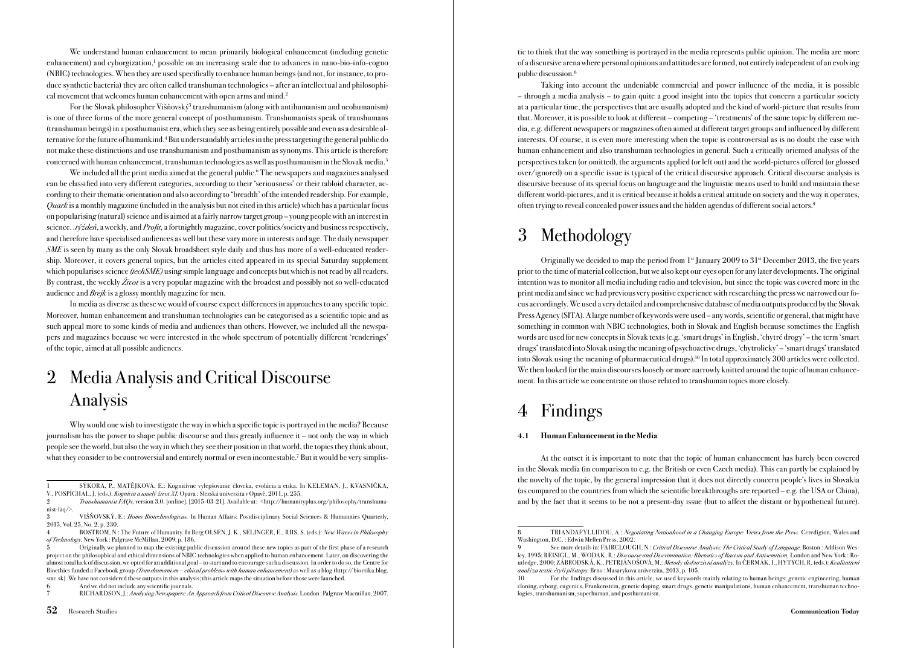We understand human enhancement to mean primarily biological enhancement (including genetic enhancement) and cyborgization,[1] possible on an increasing scale due to advances in nano-bio-info-cogno (NBIC) technologies. When they are used specifically to enhance human beings (and not, for instance, to produce synthetic bacteria) they are often called transhuman technologies – after an intellectual and philosophical movement that welcomes human enhancement with open arms and mind.[2]

For the Slovak philosopher Višňovský[3] transhumanism (along with antihumanism and neohumanism) is one of three forms of the more general concept of posthumanism. Transhumanists speak of transhumans (transhuman beings) in a posthumanist era, which they see as being entirely possible and even as a desirable alternative for the future of humankind.[4] But understandably articles in the press targeting the general public do not make these distinctions and use transhumanism and posthumanism as synonyms. This article is therefore concerned with human enhancement, transhuman technologies as well as posthumanism in the Slovak media.[5]

We included all the print media aimed at the general public.[6] The newspapers and magazines analysed can be classified into very different categories, according to their 'seriousness' or their tabloid character, according to their thematic orientation and also according to 'breadth' of the intended readership. For example, *Quark* is a monthly magazine (included in the analysis but not cited in this article) which has a particular focus on popularising (natural) science and is aimed at a fairly narrow target group – young people with an interest in science. *.týždeň*, a weekly, and *Profit*, a fortnightly magazine, cover politics/society and business respectively, and therefore have specialised audiences as well but these vary more in interests and age. The daily newspaper *SME* is seen by many as the only Slovak broadsheet style daily and thus has more of a well-educated readership. Moreover, it covers general topics, but the articles cited appeared in its special Saturday supplement which popularises science *(techSME)* using simple language and concepts but which is not read by all readers. By contrast, the weekly *Život* is a very popular magazine with the broadest and possibly not so well-educated audience and *Brejk* is a glossy monthly magazine for men.

In media as diverse as these we would of course expect differences in approaches to any specific topic. Moreover, human enhancement and transhuman technologies can be categorised as a scientific topic and as such appeal more to some kinds of media and audiences than others. However, we included all the newspapers and magazines because we were interested in the whole spectrum of potentially different 'renderings' of the topic, aimed at all possible audiences.

# 2 Media Analysis and Critical Discourse Analysis

Why would one wish to investigate the way in which a specific topic is portrayed in the media? Because journalism has the power to shape public discourse and thus greatly influence it – not only the way in which people see the world, but also the way in which they see their position in that world, the topics they think about, what they consider to be controversial and entirely normal or even incontestable.[7] But it would be very simplistic to think that the way something is portrayed in the media represents public opinion. The media are more of a discursive arena where personal opinions and attitudes are formed, not entirely independent of an evolving public discussion.[8]

Taking into account the undeniable commercial and power influence of the media, it is possible – through a media analysis – to gain quite a good insight into the topics that concern a particular society at a particular time, the perspectives that are usually adopted and the kind of world-picture that results from that. Moreover, it is possible to look at different – competing – 'treatments' of the same topic by different media, e.g. different newspapers or magazines often aimed at different target groups and influenced by different interests. Of course, it is even more interesting when the topic is controversial as is no doubt the case with human enhancement and also transhuman technologies in general. Such a critically oriented analysis of the perspectives taken (or omitted), the arguments applied (or left out) and the world-pictures offered (or glossed over/ignored) on a specific issue is typical of the critical discursive approach. Critical discourse analysis is discursive because of its special focus on language and the linguistic means used to build and maintain these different world-pictures, and it is critical because it holds a critical attitude on society and the way it operates, often trying to reveal concealed power issues and the hidden agendas of different social actors.[9]

# 3 Methodology

Originally we decided to map the period from 1st January 2009 to 31st December 2013, the five years prior to the time of material collection, but we also kept our eyes open for any later developments. The original intention was to monitor all media including radio and television, but since the topic was covered more in the print media and since we had previous very positive experience with researching the press we narrowed our focus accordingly. We used a very detailed and comprehensive database of media outputs produced by the Slovak Press Agency (SITA). A large number of keywords were used – any words, scientific or general, that might have something in common with NBIC technologies, both in Slovak and English because sometimes the English words are used for new concepts in Slovak texts (e.g. 'smart drugs' in English, 'chytré drogy' – the term 'smart drugs' translated into Slovak using the meaning of psychoactive drugs, 'chytrolieky' – 'smart drugs' translated into Slovak using the meaning of pharmaceutical drugs).[10] In total approximately 300 articles were collected. We then looked for the main discourses loosely or more narrowly knitted around the topic of human enhancement. In this article we concentrate on those related to transhuman topics more closely.

# 4 Findings

### 4.1 Human Enhancement in the Media

At the outset it is important to note that the topic of human enhancement has barely been covered in the Slovak media (in comparison to e.g. the British or even Czech media). This can partly be explained by the novelty of the topic, by the general impression that it does not directly concern people's lives in Slovakia (as compared to the countries from which the scientific breakthroughs are reported – e.g. the USA or China), and by the fact that it seems to be not a present-day issue (but to affect the distant or hypothetical future).

---

1 SÝKORA, P., MATĚJKOVÁ, E.: Kognitívne vylepšovanie človeka, evolúcia a etika. In KELEMAN, J., KVASNIČKA, V., POSPÍCHAL, J. (eds.): *Kognícia a umelý život XI.* Opava : Slezská univerzita v Opavě, 2011, p. 255.

2 *Transhumanist FAQs*, version 3.0. [online]. [2015-03-21]. Available at: <http://humanityplus.org/philosophy/transhumanist-faq/>.

3 VIŠŇOVSKÝ, E.: *Homo Biotechnologicus.* In Human Affairs: Postdisciplinary Social Sciences & Humanities Quarterly, 2015, Vol. 25, No. 2, p. 230.

4 BOSTROM, N.: The Future of Humanity. In Berg OLSEN, J. K., SELINGER, E., RIIS, S. (eds.): *New Waves in Philosophy of Technology.* New York : Palgrave McMillan, 2009, p. 186.

5 Originally we planned to map the existing public discussion around these new topics as part of the first phase of a research project on the philosophical and ethical dimensions of NBIC technologies when applied to human enhancement. Later, on discovering the almost total lack of discussion, we opted for an additional goal – to start and to encourage such a discussion. In order to do so, the Centre for Bioethics funded a Facebook group *(Transhumanism – ethical problems with human enhancement)* as well as a blog (http://bioetika.blog.sme.sk). We have not considered these outputs in this analysis; this article maps the situation before those were launched.

6 And we did not include any scientific journals.

7 RICHARDSON, J.: *Analysing Newspapers: An Approach from Critical Discourse Analysis.* London : Palgrave Macmillan, 2007.

8 TRIANDAFYLLIDOU, A.: *Negotiating Nationhood in a Changing Europe: Views from the Press.* Ceredigion, Wales and Washington, D.C. : Edwin Mellen Press, 2002.

9 See more details in: FAIRCLOUGH, N.: *Critical Discourse Analysis: The Critical Study of Language.* Boston : Addison Wesley, 1995; REISIGL, M., WODAK, R.: *Discourse and Discrimination: Rhetorics of Racism and Antisemitism.* London and New York : Routledge, 2000; ZÁBRODSKÁ, K., PETRJÁNOŠOVÁ, M.: *Metody diskurzivní analýzy.* In ČERMÁK, I., HYTYCH, R. (eds.): *Kvalitativní analýza textu: čtyři přístupy.* Brno : Masarykova univerzita, 2013, p. 105.

10 For the findings discussed in this article, we used keywords mainly relating to human beings: genetic engineering, human cloning, cyborg, eugenics, Frankenstein, genetic doping, smart drugs, genetic manipulations, human enhancement, transhuman technologies, transhumanism, superhuman, and posthumanism.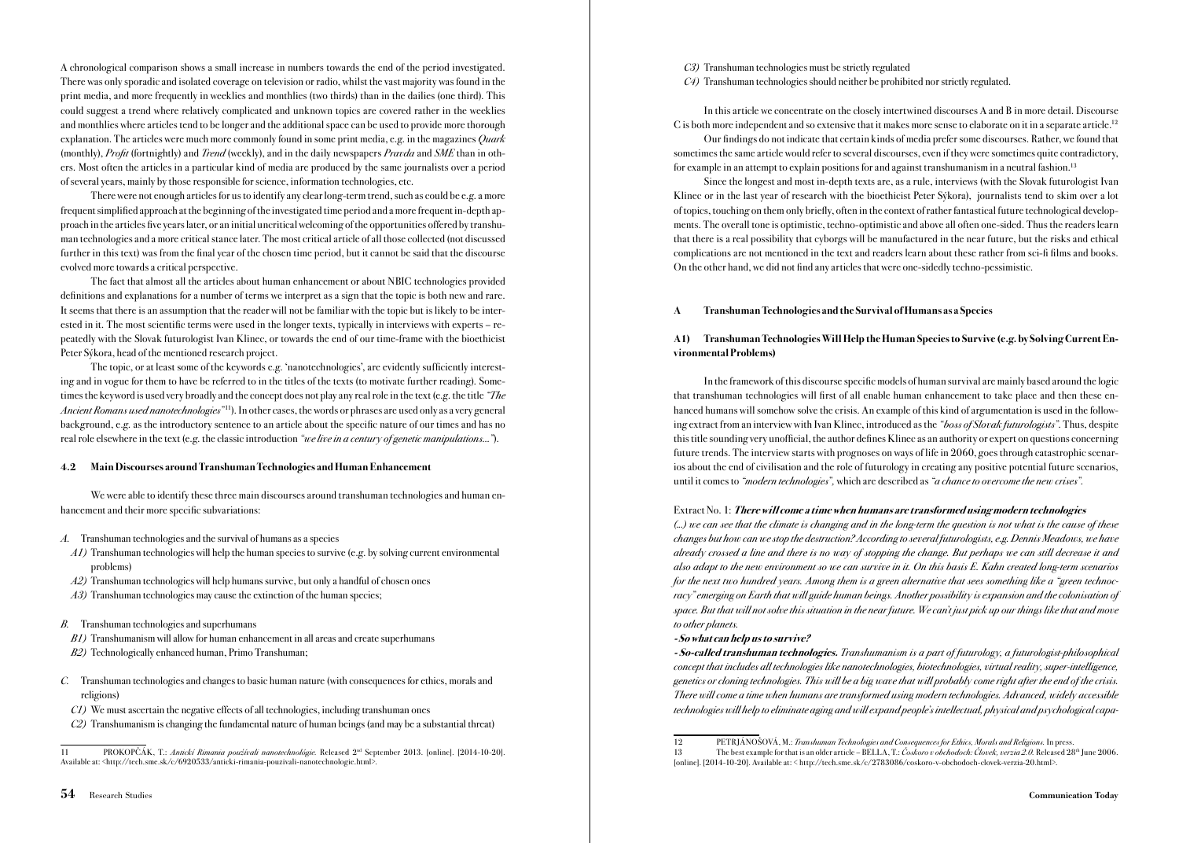A chronological comparison shows a small increase in numbers towards the end of the period investigated. There was only sporadic and isolated coverage on television or radio, whilst the vast majority was found in the print media, and more frequently in weeklies and monthlies (two thirds) than in the dailies (one third). This could suggest a trend where relatively complicated and unknown topics are covered rather in the weeklies and monthlies where articles tend to be longer and the additional space can be used to provide more thorough explanation. The articles were much more commonly found in some print media, e.g. in the magazines *Quark* (monthly), *Profit* (fortnightly) and *Trend* (weekly), and in the daily newspapers *Pravda* and *SME* than in others. Most often the articles in a particular kind of media are produced by the same journalists over a period of several years, mainly by those responsible for science, information technologies, etc.

There were not enough articles for us to identify any clear long-term trend, such as could be e.g. a more frequent simplified approach at the beginning of the investigated time period and a more frequent in-depth approach in the articles five years later, or an initial uncritical welcoming of the opportunities offered by transhuman technologies and a more critical stance later. The most critical article of all those collected (not discussed further in this text) was from the final year of the chosen time period, but it cannot be said that the discourse evolved more towards a critical perspective.

The fact that almost all the articles about human enhancement or about NBIC technologies provided definitions and explanations for a number of terms we interpret as a sign that the topic is both new and rare. It seems that there is an assumption that the reader will not be familiar with the topic but is likely to be interested in it. The most scientific terms were used in the longer texts, typically in interviews with experts – repeatedly with the Slovak futurologist Ivan Klinec, or towards the end of our time-frame with the bioethicist Peter Sýkora, head of the mentioned research project.

The topic, or at least some of the keywords e.g. 'nanotechnologies', are evidently sufficiently interesting and in vogue for them to have be referred to in the titles of the texts (to motivate further reading). Sometimes the keyword is used very broadly and the concept does not play any real role in the text (e.g. the title *"The Ancient Romans used nanotechnologies"*[11]). In other cases, the words or phrases are used only as a very general background, e.g. as the introductory sentence to an article about the specific nature of our times and has no real role elsewhere in the text (e.g. the classic introduction *"we live in a century of genetic manipulations..."*).

### 4.2 Main Discourses around Transhuman Technologies and Human Enhancement

We were able to identify these three main discourses around transhuman technologies and human enhancement and their more specific subvariations:

*A.* Transhuman technologies and the survival of humans as a species
- *A1)* Transhuman technologies will help the human species to survive (e.g. by solving current environmental problems)
- *A2)* Transhuman technologies will help humans survive, but only a handful of chosen ones
- *A3)* Transhuman technologies may cause the extinction of the human species;

*B.* Transhuman technologies and superhumans
- *B1)* Transhumanism will allow for human enhancement in all areas and create superhumans
- *B2)* Technologically enhanced human, Primo Transhuman;

*C.* Transhuman technologies and changes to basic human nature (with consequences for ethics, morals and religions)
- *C1)* We must ascertain the negative effects of all technologies, including transhuman ones
- *C2)* Transhumanism is changing the fundamental nature of human beings (and may be a substantial threat)
- *C3)* Transhuman technologies must be strictly regulated
- *C4)* Transhuman technologies should neither be prohibited nor strictly regulated.

In this article we concentrate on the closely intertwined discourses A and B in more detail. Discourse C is both more independent and so extensive that it makes more sense to elaborate on it in a separate article.[12]

Our findings do not indicate that certain kinds of media prefer some discourses. Rather, we found that sometimes the same article would refer to several discourses, even if they were sometimes quite contradictory, for example in an attempt to explain positions for and against transhumanism in a neutral fashion.[13]

Since the longest and most in-depth texts are, as a rule, interviews (with the Slovak futurologist Ivan Klinec or in the last year of research with the bioethicist Peter Sýkora), journalists tend to skim over a lot of topics, touching on them only briefly, often in the context of rather fantastical future technological developments. The overall tone is optimistic, techno-optimistic and above all often one-sided. Thus the readers learn that there is a real possibility that cyborgs will be manufactured in the near future, but the risks and ethical complications are not mentioned in the text and readers learn about these rather from sci-fi films and books. On the other hand, we did not find any articles that were one-sidedly techno-pessimistic.

### A Transhuman Technologies and the Survival of Humans as a Species

#### A1) Transhuman Technologies Will Help the Human Species to Survive (e.g. by Solving Current Environmental Problems)

In the framework of this discourse specific models of human survival are mainly based around the logic that transhuman technologies will first of all enable human enhancement to take place and then these enhanced humans will somehow solve the crisis. An example of this kind of argumentation is used in the following extract from an interview with Ivan Klinec, introduced as the *"boss of Slovak futurologists"*. Thus, despite this title sounding very unofficial, the author defines Klinec as an authority or expert on questions concerning future trends. The interview starts with prognoses on ways of life in 2060, goes through catastrophic scenarios about the end of civilisation and the role of futurology in creating any positive potential future scenarios, until it comes to *"modern technologies"*, which are described as *"a chance to overcome the new crises"*.

Extract No. 1: ***There will come a time when humans are transformed using modern technologies***

*(...) we can see that the climate is changing and in the long-term the question is not what is the cause of these changes but how can we stop the destruction? According to several futurologists, e.g. Dennis Meadows, we have already crossed a line and there is no way of stopping the change. But perhaps we can still decrease it and also adapt to the new environment so we can survive in it. On this basis E. Kahn created long-term scenarios for the next two hundred years. Among them is a green alternative that sees something like a "green technocracy" emerging on Earth that will guide human beings. Another possibility is expansion and the colonisation of space. But that will not solve this situation in the near future. We can't just pick up our things like that and move to other planets.*

***- So what can help us to survive?***

***- So-called transhuman technologies.*** *Transhumanism is a part of futurology, a futurologist-philosophical concept that includes all technologies like nanotechnologies, biotechnologies, virtual reality, super-intelligence, genetics or cloning technologies. This will be a big wave that will probably come right after the end of the crisis. There will come a time when humans are transformed using modern technologies. Advanced, widely accessible technologies will help to eliminate aging and will expand people's intellectual, physical and psychological capa-*

---

11 PROKOPČÁK, T.: *Antickí Rimania používali nanotechnológie.* Released 2nd September 2013. [online]. [2014-10-20]. Available at: <http://tech.sme.sk/c/6920533/anticki-rimania-pouzivali-nanotechnologie.html>.

12 PETRJÁNOŠOVÁ, M.: *Transhuman Technologies and Consequences for Ethics, Morals and Religions.* In press.

13 The best example for that is an older article – BELLA, T.: *Čoskoro v obchodoch: Človek, verzia 2.0.* Released 28th June 2006. [online]. [2014-10-20]. Available at: < http://tech.sme.sk/c/2783086/coskoro-v-obchodoch-clovek-verzia-20.html>.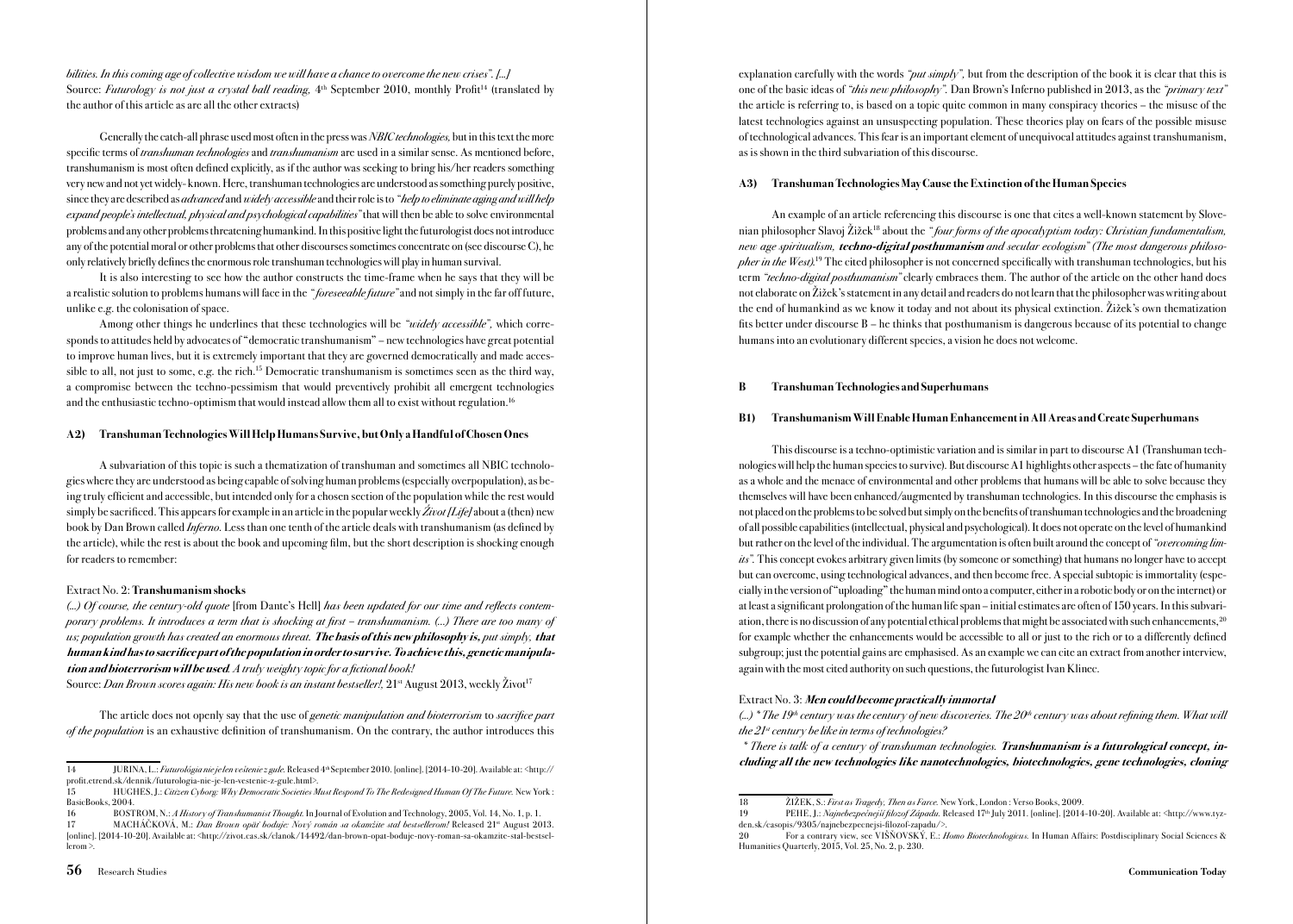*bilities. In this coming age of collective wisdom we will have a chance to overcome the new crises". [...]*
Source: *Futurology is not just a crystal ball reading,* 4th September 2010, monthly Profit[14] (translated by the author of this article as are all the other extracts)

Generally the catch-all phrase used most often in the press was *NBIC technologies,* but in this text the more specific terms of *transhuman technologies* and *transhumanism* are used in a similar sense. As mentioned before, transhumanism is most often defined explicitly, as if the author was seeking to bring his/her readers something very new and not yet widely-known. Here, transhuman technologies are understood as something purely positive, since they are described as *advanced* and *widely accessible* and their role is to *"help to eliminate aging and will help expand people's intellectual, physical and psychological capabilities"* that will then be able to solve environmental problems and any other problems threatening humankind. In this positive light the futurologist does not introduce any of the potential moral or other problems that other discourses sometimes concentrate on (see discourse C), he only relatively briefly defines the enormous role transhuman technologies will play in human survival.

It is also interesting to see how the author constructs the time-frame when he says that they will be a realistic solution to problems humans will face in the *"foreseeable future"* and not simply in the far off future, unlike e.g. the colonisation of space.

Among other things he underlines that these technologies will be *"widely accessible",* which corresponds to attitudes held by advocates of "democratic transhumanism" – new technologies have great potential to improve human lives, but it is extremely important that they are governed democratically and made accessible to all, not just to some, e.g. the rich.[15] Democratic transhumanism is sometimes seen as the third way, a compromise between the techno-pessimism that would preventively prohibit all emergent technologies and the enthusiastic techno-optimism that would instead allow them all to exist without regulation.[16]

#### A2) Transhuman Technologies Will Help Humans Survive, but Only a Handful of Chosen Ones

A subvariation of this topic is such a thematization of transhuman and sometimes all NBIC technologies where they are understood as being capable of solving human problems (especially overpopulation), as being truly efficient and accessible, but intended only for a chosen section of the population while the rest would simply be sacrificed. This appears for example in an article in the popular weekly *Život [Life]* about a (then) new book by Dan Brown called *Inferno*. Less than one tenth of the article deals with transhumanism (as defined by the article), while the rest is about the book and upcoming film, but the short description is shocking enough for readers to remember:

Extract No. 2: **Transhumanism shocks**

*(...) Of course, the century-old quote* [from Dante's Hell] *has been updated for our time and reflects contemporary problems. It introduces a term that is shocking at first – transhumanism. (...) There are too many of us; population growth has created an enormous threat.* ***The basis of this new philosophy is,*** *put simply,* ***that human kind has to sacrifice part of the population in order to survive. To achieve this, genetic manipulation and bioterrorism will be used****. A truly weighty topic for a fictional book!*
Source: *Dan Brown scores again: His new book is an instant bestseller!,* 21st August 2013, weekly Život[17]

The article does not openly say that the use of *genetic manipulation and bioterrorism* to *sacrifice part of the population* is an exhaustive definition of transhumanism. On the contrary, the author introduces this explanation carefully with the words *"put simply",* but from the description of the book it is clear that this is one of the basic ideas of *"this new philosophy".* Dan Brown's Inferno published in 2013, as the *"primary text"* the article is referring to, is based on a topic quite common in many conspiracy theories – the misuse of the latest technologies against an unsuspecting population. These theories play on fears of the possible misuse of technological advances. This fear is an important element of unequivocal attitudes against transhumanism, as is shown in the third subvariation of this discourse.

#### A3) Transhuman Technologies May Cause the Extinction of the Human Species

An example of an article referencing this discourse is one that cites a well-known statement by Slovenian philosopher Slavoj Žižek[18] about the *"four forms of the apocalyptism today: Christian fundamentalism, new age spiritualism,* ***techno-digital posthumanism*** *and secular ecologism" (The most dangerous philosopher in the West).*[19] The cited philosopher is not concerned specifically with transhuman technologies, but his term *"techno-digital posthumanism"* clearly embraces them. The author of the article on the other hand does not elaborate on Žižek's statement in any detail and readers do not learn that the philosopher was writing about the end of humankind as we know it today and not about its physical extinction. Žižek's own thematization fits better under discourse B – he thinks that posthumanism is dangerous because of its potential to change humans into an evolutionary different species, a vision he does not welcome.

### B Transhuman Technologies and Superhumans

#### B1) Transhumanism Will Enable Human Enhancement in All Areas and Create Superhumans

This discourse is a techno-optimistic variation and is similar in part to discourse A1 (Transhuman technologies will help the human species to survive). But discourse A1 highlights other aspects – the fate of humanity as a whole and the menace of environmental and other problems that humans will be able to solve because they themselves will have been enhanced/augmented by transhuman technologies. In this discourse the emphasis is not placed on the problems to be solved but simply on the benefits of transhuman technologies and the broadening of all possible capabilities (intellectual, physical and psychological). It does not operate on the level of humankind but rather on the level of the individual. The argumentation is often built around the concept of *"overcoming limits".* This concept evokes arbitrary given limits (by someone or something) that humans no longer have to accept but can overcome, using technological advances, and then become free. A special subtopic is immortality (especially in the version of "uploading" the human mind onto a computer, either in a robotic body or on the internet) or at least a significant prolongation of the human life span – initial estimates are often of 150 years. In this subvariation, there is no discussion of any potential ethical problems that might be associated with such enhancements,[20] for example whether the enhancements would be accessible to all or just to the rich or to a differently defined subgroup; just the potential gains are emphasised. As an example we can cite an extract from another interview, again with the most cited authority on such questions, the futurologist Ivan Klinec.

Extract No. 3: ***Men could become practically immortal***

*(...) " The 19th century was the century of new discoveries. The 20th century was about refining them. What will the 21st century be like in terms of technologies?*

*" There is talk of a century of transhuman technologies.* ***Transhumanism is a futurological concept, including all the new technologies like nanotechnologies, biotechnologies, gene technologies, cloning***

---

14 JURINA, L.: *Futurológia nie je len veštenie z gule.* Released 4th September 2010. [online]. [2014-10-20]. Available at: <http://profit.etrend.sk/dennik/futurologia-nie-je-len-vestenie-z-gule.html>.

15 HUGHES, J.: *Citizen Cyborg: Why Democratic Societies Must Respond To The Redesigned Human Of The Future.* New York : BasicBooks, 2004.

16 BOSTROM, N.: *A History of Transhumanist Thought.* In Journal of Evolution and Technology, 2005, Vol. 14, No. 1, p. 1.

17 MACHÁČKOVÁ, M.: *Dan Brown opäť boduje: Nový román sa okamžite stal bestsellerom!* Released 21st August 2013. [online]. [2014-10-20]. Available at: <http://zivot.cas.sk/clanok/14492/dan-brown-opat-boduje-novy-roman-sa-okamzite-stal-bestsellerom >.

18 ŽIŽEK, S.: *First as Tragedy, Then as Farce.* New York, London : Verso Books, 2009.

19 PEHE, J.: *Najnebezpečnejší filozof Západu.* Released 17th July 2011. [online]. [2014-10-20]. Available at: <http://www.tyzden.sk/casopis/9305/najnebezpecnejsi-filozof-zapadu/>.

20 For a contrary view, see VIŠŇOVSKÝ, E.: *Homo Biotechnologicus.* In Human Affairs: Postdisciplinary Social Sciences & Humanities Quarterly, 2015, Vol. 25, No. 2, p. 230.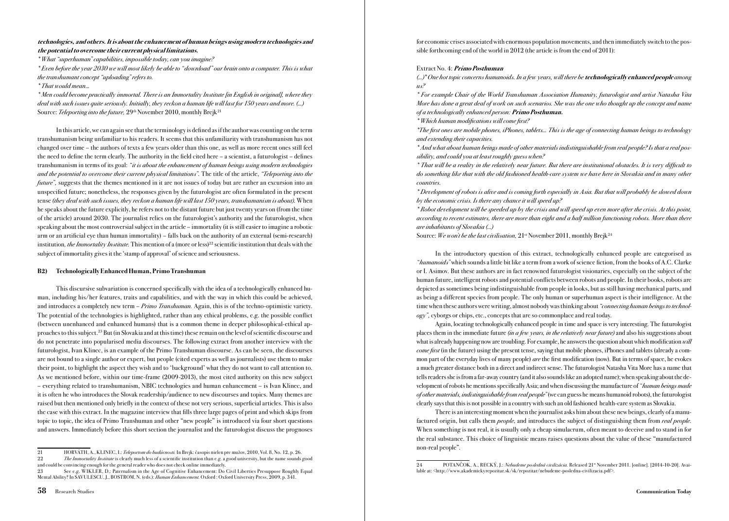***technologies, and others. It is about the enhancement of human beings using modern technologies and the potential to overcome their current physical limitations.***

*\* What "superhuman" capabilities, impossible today, can you imagine?*

*\* Even before the year 2030 we will most likely be able to "download" our brain onto a computer. This is what the transhumant concept "uploading" refers to.*

*\* That would mean...*

*\* Men could become practically immortal. There is an Immortality Institute [in English in original], where they deal with such issues quite seriously. Initially, they reckon a human life will last for 150 years and more. (...)*

Source: *Teleporting into the future,* 29th November 2010, monthly Brejk[21]

In this article, we can again see that the terminology is defined as if the author was counting on the term transhumanism being unfamiliar to his readers. It seems that this unfamiliarity with transhumanism has not changed over time – the authors of texts a few years older than this one, as well as more recent ones still feel the need to define the term clearly. The authority in the field cited here – a scientist, a futurologist – defines transhumanism in terms of its goal: *"it is about the enhancement of human beings using modern technologies and the potential to overcome their current physical limitations".* The title of the article, *"Teleporting into the future",* suggests that the themes mentioned in it are not issues of today but are rather an excursion into an unspecified future; nonetheless, the responses given by the futurologist are often formulated in the present tense *(they deal with such issues, they reckon a human life will last 150 years, transhumanism is about).* When he speaks about the future explicitly, he refers not to the distant future but just twenty years on (from the time of the article) around 2030. The journalist relies on the futurologist's authority and the futurologist, when speaking about the most controversial subject in the article – immortality (it is still easier to imagine a robotic arm or an artificial eye than human immortality) – falls back on the authority of an external (semi-research) institution, *the Immortality Institute.* This mention of a (more or less)[22] scientific institution that deals with the subject of immortality gives it the 'stamp of approval' of science and seriousness.

### B2) Technologically Enhanced Human, Primo Transhuman

This discursive subvariation is concerned specifically with the idea of a technologically enhanced human, including his/her features, traits and capabilities, and with the way in which this could be achieved, and introduces a completely new term – *Primo Transhuman.* Again, this is of the techno-optimistic variety. The potential of the technologies is highlighted, rather than any ethical problems, e.g. the possible conflict (between unenhanced and enhanced humans) that is a common theme in deeper philosophical-ethical approaches to this subject.[23] But (in Slovakia and at this time) these remain on the level of scientific discourse and do not penetrate into popularised media discourses. The following extract from another interview with the futurologist, Ivan Klinec, is an example of the Primo Transhuman discourse. As can be seen, the discourses are not bound to a single author or expert, but people (cited experts as well as journalists) use them to make their point, to highlight the aspect they wish and to 'background' what they do not want to call attention to. As we mentioned before, within our time-frame (2009-2013), the most cited authority on this new subject – everything related to transhumanism, NBIC technologies and human enhancement – is Ivan Klinec, and it is often he who introduces the Slovak readership/audience to new discourses and topics. Many themes are raised but then mentioned only briefly in the context of these not very serious, superficial articles. This is also the case with this extract. In the magazine interview that fills three large pages of print and which skips from topic to topic, the idea of Primo Transhuman and other "new people" is introduced via four short questions and answers. Immediately before this short section the journalist and the futurologist discuss the prognoses for economic crises associated with enormous population movements, and then immediately switch to the possible forthcoming end of the world in 2012 (the article is from the end of 2011):

Extract No. 4: ***Primo Posthuman***

*(...)\* One hot topic concerns humanoids. In a few years, will there be* ***technologically enhanced people*** *among us?*

*\* For example Chair of the World Transhuman Association Humanity, futurologist and artist Natasha Vita More has done a great deal of work on such scenarios. She was the one who thought up the concept and name of a technologically enhanced person:* ***Primo Posthuman.***

*\* Which human modifications will come first?*

*\*The first ones are mobile phones, iPhones, tablets... This is the age of connecting human beings to technology and extending their capacities.*

*\* And what about human beings made of other materials indistinguishable from real people? Is that a real possibility, and could you at least roughly guess when?*

*\* That will be a reality in the relatively near future. But there are institutional obstacles. It is very difficult to do something like that with the old fashioned health-care system we have here in Slovakia and in many other countries.*

*\* Development of robots is alive and is coming forth especially in Asia. But that will probably be slowed down by the economic crisis. Is there any chance it will speed up?*

*\* Robot development will be speeded up by the crisis and will speed up even more after the crisis. At this point, according to recent estimates, there are more than eight and a half million functioning robots. More than there are inhabitants of Slovakia (...)*

Source: *We won't be the last civilisation,* 21st November 2011, monthly Brejk[24]

In the introductory question of this extract, technologically enhanced people are categorised as *"humanoids"* which sounds a little bit like a term from a work of science fiction, from the books of A.C. Clarke or I. Asimov. But these authors are in fact renowned futurologist visionaries, especially on the subject of the human future, intelligent robots and potential conflicts between robots and people. In their books, robots are depicted as sometimes being indistinguishable from people in looks, but as still having mechanical parts, and as being a different species from people. The only human or superhuman aspect is their intelligence. At the time when these authors were writing, almost nobody was thinking about *"connecting human beings to technology",* cyborgs or chips, etc., concepts that are so commonplace and real today.

Again, locating technologically enhanced people in time and space is very interesting. The futurologist places them in the immediate future *(in a few years, in the relatively near future)* and also his suggestions about what is already happening now are troubling. For example, he answers the question about which modification *will come first* (in the future) using the present tense, saying that mobile phones, iPhones and tablets (already a common part of the everyday lives of many people) *are* the first modification (now). But in terms of space, he evokes a much greater distance both in a direct and indirect sense. The futurologist Natasha Vita More has a name that tells readers she is from a far-away country (and it also sounds like an adopted name); when speaking about the development of robots he mentions specifically Asia; and when discussing the manufacture of *"human beings made of other materials, indistinguishable from real people"* (we can guess he means humanoid robots), the futurologist clearly says that this is not possible in a country with such an old fashioned health-care system as Slovakia.

There is an interesting moment when the journalist asks him about these new beings, clearly of a manufactured origin, but calls them *people,* and introduces the subject of distinguishing them from *real people.* When something is not real, it is usually only a cheap simulacrum, often meant to deceive and to stand in for the real substance. This choice of linguistic means raises questions about the value of these "manufactured non-real people".

---

21 HORVÁTH, A., KLINEC, I.: *Teleportom do budúcnosti.* In Brejk: časopis nielen pre mužov, 2010, Vol. 8, No. 12, p. 26.

22 *The Immortality Institute* is clearly much less of a scientific institution than e.g. a good university, but the name sounds good and could be convincing enough for the general reader who does not check online immediately.

23 See e.g. WIKLER, D.: Paternalism in the Age of Cognitive Enhancement: Do Civil Liberties Presuppose Roughly Equal Mental Ability? In SAVULESCU, J., BOSTROM, N. (eds.): *Human Enhancement.* Oxford : Oxford University Press, 2009, p. 341.

24 POTANČOK, A., RECKÝ, J.: *Nebudeme posledná civilizácia.* Released 21st November 2011. [online]. [2014-10-20]. Available at: <http://www.akademickyrepozitar.sk/sk/repozitar/nebudeme-posledna-civilizacia.pdf>.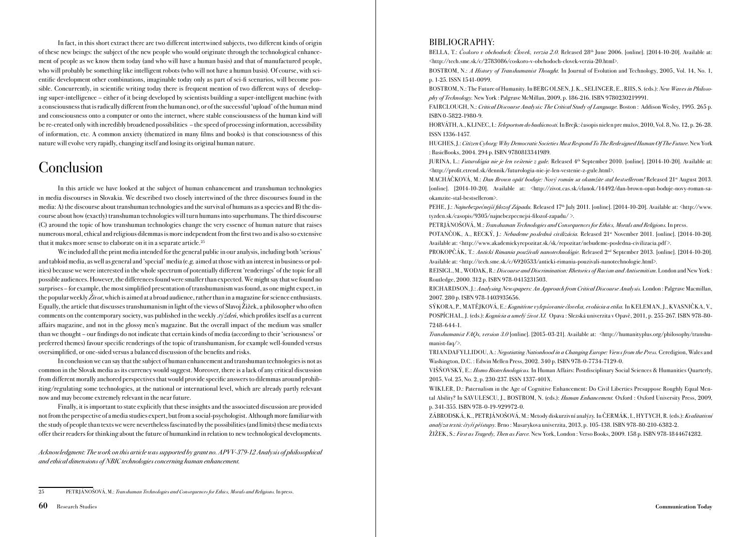In fact, in this short extract there are two different intertwined subjects, two different kinds of origin of these new beings: the subject of the new people who would originate through the technological enhancement of people as we know them today (and who will have a human basis) and that of manufactured people, who will probably be something like intelligent robots (who will not have a human basis). Of course, with scientific development other combinations, imaginable today only as part of sci-fi scenarios, will become possible. Concurrently, in scientific writing today there is frequent mention of two different ways of developing super-intelligence – either of it being developed by scientists building a super-intelligent machine (with a consciousness that is radically different from the human one), or of the successful 'upload' of the human mind and consciousness onto a computer or onto the internet, where stable consciousness of the human kind will be re-created only with incredibly broadened possibilities – the speed of processing information, accessibility of information, etc. A common anxiety (thematized in many films and books) is that consciousness of this nature will evolve very rapidly, changing itself and losing its original human nature.

# Conclusion

In this article we have looked at the subject of human enhancement and transhuman technologies in media discourses in Slovakia. We described two closely intertwined of the three discourses found in the media: A) the discourse about transhuman technologies and the survival of humans as a species and B) the discourse about how (exactly) transhuman technologies will turn humans into superhumans. The third discourse (C) around the topic of how transhuman technologies change the very essence of human nature that raises numerous moral, ethical and religious dilemmas is more independent from the first two and is also so extensive that it makes more sense to elaborate on it in a separate article.[25]

We included all the print media intended for the general public in our analysis, including both 'serious' and tabloid media, as well as general and 'special' media (e.g. aimed at those with an interest in business or politics) because we were interested in the whole spectrum of potentially different 'renderings' of the topic for all possible audiences. However, the differences found were smaller than expected. We might say that we found no surprises – for example, the most simplified presentation of transhumanism was found, as one might expect, in the popular weekly *Život*, which is aimed at a broad audience, rather than in a magazine for science enthusiasts. Equally, the article that discusses transhumanism in light of the views of Slavoj Žižek, a philosopher who often comments on the contemporary society, was published in the weekly *.týždeň*, which profiles itself as a current affairs magazine, and not in the glossy men's magazine. But the overall impact of the medium was smaller than we thought – our findings do not indicate that certain kinds of media (according to their 'seriousness' or preferred themes) favour specific renderings of the topic of transhumanism, for example well-founded versus oversimplified, or one-sided versus a balanced discussion of the benefits and risks.

In conclusion we can say that the subject of human enhancement and transhuman technologies is not as common in the Slovak media as its currency would suggest. Moreover, there is a lack of any critical discussion from different morally anchored perspectives that would provide specific answers to dilemmas around prohibiting/regulating some technologies, at the national or international level, which are already partly relevant now and may become extremely relevant in the near future.

Finally, it is important to state explicitly that these insights and the associated discussion are provided not from the perspective of a media studies expert, but from a social-psychologist. Although more familiar with the study of people than texts we were nevertheless fascinated by the possibilities (and limits) these media texts offer their readers for thinking about the future of humankind in relation to new technological developments.

*Acknowledgment: The work on this article was supported by grant no. APVV-379-12 Analysis of philosophical and ethical dimensions of NBIC technologies concerning human enhancement.*

[25] PETRJÁNOŠOVÁ, M.: *Transhuman Technologies and Consequences for Ethics, Morals and Religions.* In press.

## BIBLIOGRAPHY:

BELLA, T.: *Čoskoro v obchodoch: Človek, verzia 2.0.* Released 28th June 2006. [online]. [2014-10-20]. Available at: <http://tech.sme.sk/c/2783086/coskoro-v-obchodoch-clovek-verzia-20.html>.

BOSTROM, N.: *A History of Transhumanist Thought.* In Journal of Evolution and Technology, 2005, Vol. 14, No. 1, p. 1-25. ISSN 1541-0099.

BOSTROM, N.: The Future of Humanity. In BERG OLSEN, J. K., SELINGER, E., RIIS, S. (eds.): *New Waves in Philosophy of Technology.* New York : Palgrave McMillan, 2009, p. 186-216. ISBN 9780230219991.

FAIRCLOUGH, N.: *Critical Discourse Analysis: The Critical Study of Language.* Boston : Addison Wesley, 1995. 265 p. ISBN 0-5822-1980-9.

HORVÁTH, A., KLINEC, I.: *Teleportom do budúcnosti.* In Brejk: časopis nielen pre mužov, 2010, Vol. 8, No. 12, p. 26-28. ISSN 1336-1457.

HUGHES, J.: *Citizen Cyborg: Why Democratic Societies Must Respond To The Redesigned Human Of The Future.* New York : BasicBooks, 2004. 294 p. ISBN 9780813341989.

JURINA, L.: *Futurológia nie je len veštenie z gule.* Released 4th September 2010. [online]. [2014-10-20]. Available at: <http://profit.etrend.sk/dennik/futurologia-nie-je-len-vestenie-z-gule.html>.

MACHÁČKOVÁ, M.: *Dan Brown opäť boduje: Nový román sa okamžite stal bestsellerom!* Released 21st August 2013. [online]. [2014-10-20]. Available at: <http://zivot.cas.sk/clanok/14492/dan-brown-opat-boduje-novy-roman-sa-okamzite-stal-bestsellerom>.

PEHE, J.: *Najnebezpečnejší filozof Západu.* Released 17th July 2011. [online]. [2014-10-20]. Available at: <http://www.tyzden.sk/casopis/9305/najnebezpecnejsi-filozof-zapadu/ >.

PETRJÁNOŠOVÁ, M.: *Transhuman Technologies and Consequences for Ethics, Morals and Religions.* In press.

POTANČOK, A., RECKÝ, J.: *Nebudeme posledná civilizácia.* Released 21st November 2011. [online]. [2014-10-20]. Available at: <http://www.akademickyrepozitar.sk/sk/repozitar/nebudeme-posledna-civilizacia.pdf >.

PROKOPČÁK, T.: *Antickí Rimania používali nanotechnológie.* Released 2nd September 2013. [online]. [2014-10-20]. Available at: <http://tech.sme.sk/c/6920533/anticki-rimania-pouzivali-nanotechnologie.html>.

REISIGL, M., WODAK, R.: *Discourse and Discrimination: Rhetorics of Racism and Antisemitism.* London and New York : Routledge, 2000. 312 p. ISBN 978-0415231503.

RICHARDSON, J.: *Analysing Newspapers: An Approach from Critical Discourse Analysis.* London : Palgrave Macmillan, 2007. 280 p. ISBN 978-1403935656.

SÝKORA, P., MATĚJKOVÁ, E.: *Kognitívne vylepšovanie človeka, evolúcia a etika.* In KELEMAN, J., KVASNIČKA, V., POSPÍCHAL, J. (eds.): *Kognícia a umelý život XI.* Opava : Slezská univerzita v Opavě, 2011, p. 255-267. ISBN 978-80-7248-644-1.

*Transhumanist FAQs, version 3.0* [online]. [2015-03-21]. Available at: <http://humanityplus.org/philosophy/transhumanist-faq/>.

TRIANDAFYLLIDOU, A.: *Negotiating Nationhood in a Changing Europe: Views from the Press.* Ceredigion, Wales and Washington, D.C. : Edwin Mellen Press, 2002. 340 p. ISBN 978-0-7734-7129-0.

VIŠŇOVSKÝ, E.: *Homo Biotechnologicus.* In Human Affairs: Postdisciplinary Social Sciences & Humanities Quarterly, 2015, Vol. 25, No. 2, p. 230-237. ISSN 1337-401X.

WIKLER, D.: Paternalism in the Age of Cognitive Enhancement: Do Civil Liberties Presuppose Roughly Equal Mental Ability? In SAVULESCU, J., BOSTROM, N. (eds.): *Human Enhancement.* Oxford : Oxford University Press, 2009, p. 341-355. ISBN 978-0-19-929972-0.

ZÁBRODSKÁ, K., PETRJÁNOŠOVÁ, M.: Metody diskurzivní analýzy. In ČERMÁK, I., HYTYCH, R. (eds.): *Kvalitativní analýza textu: čtyři přístupy.* Brno : Masarykova univerzita, 2013, p. 105-138. ISBN 978-80-210-6382-2.

ŽIŽEK, S.: *First as Tragedy, Then as Farce.* New York, London : Verso Books, 2009. 158 p. ISBN 978-1844674282.